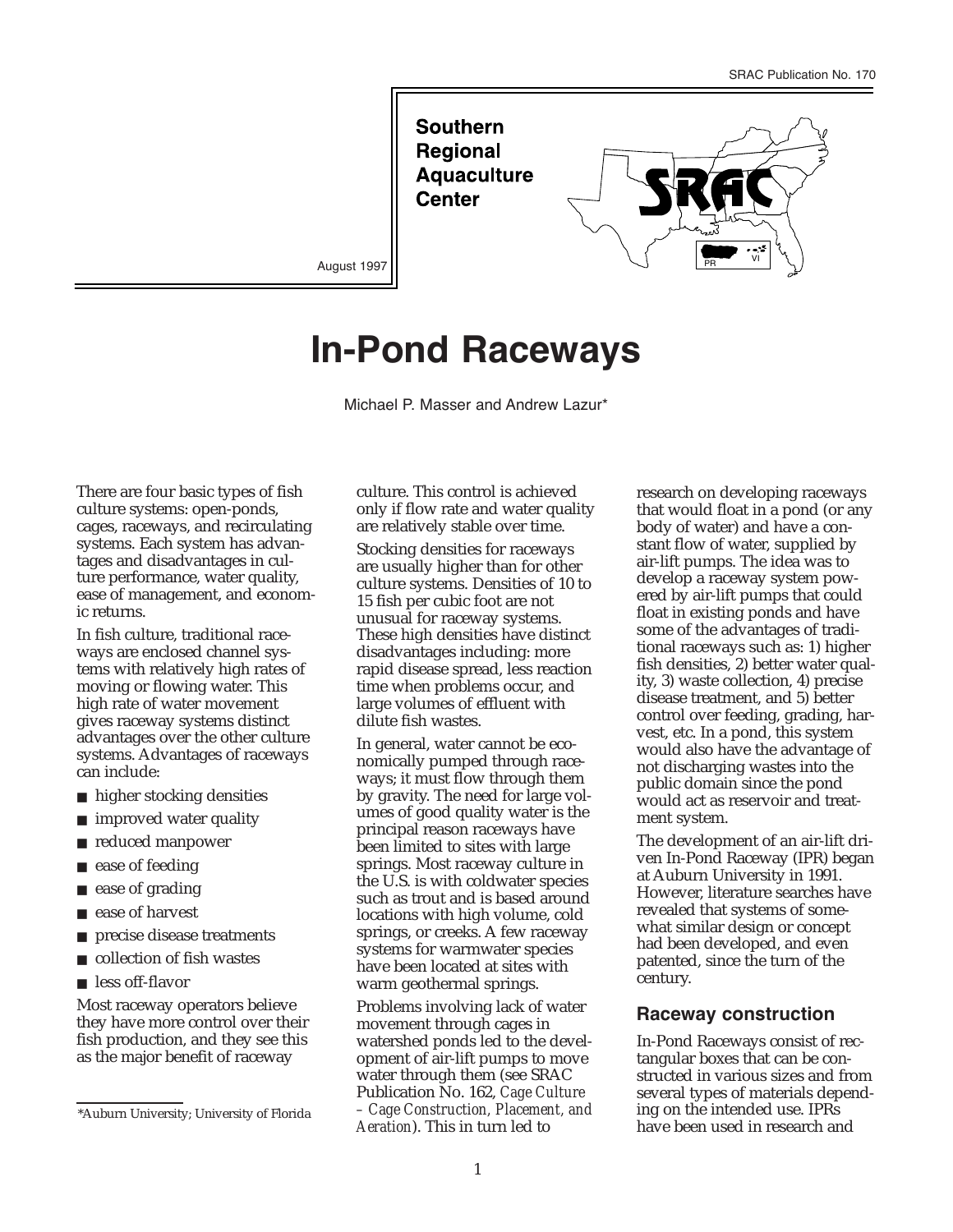SRAC Publication No. 170

Southern Regional Aquaculture Center

August 1997

# In-Pond Raceways

Michael P. Masser and Andrew Lazur*

There are four basic types of fish culture systems: open-ponds, cages, raceways, and recirculating systems. Each system has advantages and disadvantages in culture performance, water quality, ease of management, and economic returns.

In fish culture, traditional raceways are enclosed channel systems with relatively high rates of moving or flowing water. This high rate of water movement gives raceway systems distinct advantages over the other culture systems. Advantages of raceways can include:

- higher stocking densities
- improved water quality
- reduced manpower
- ease of feeding
- ease of grading
- ease of harvest
- precise disease treatments
- collection of fish wastes
- less off-flavor

Most raceway operators believe they have more control over their fish production, and they see this as the major benefit of raceway culture. This control is achieved only if flow rate and water quality are relatively stable over time.

Stocking densities for raceways are usually higher than for other culture systems. Densities of 10 to 15 fish per cubic foot are not unusual for raceway systems. These high densities have distinct disadvantages including: more rapid disease spread, less reaction time when problems occur, and large volumes of effluent with dilute fish wastes.

In general, water cannot be economically pumped through raceways; it must flow through them by gravity. The need for large volumes of good quality water is the principal reason raceways have been limited to sites with large springs. Most raceway culture in the U.S. is with coldwater species such as trout and is based around locations with high volume, cold springs, or creeks. A few raceway systems for warmwater species have been located at sites with warm geothermal springs.

Problems involving lack of water movement through cages in watershed ponds led to the development of air-lift pumps to move water through them (see SRAC Publication No. 162, *Cage Culture – Cage Construction, Placement, and Aeration*). This in turn led to research on developing raceways that would float in a pond (or any body of water) and have a constant flow of water, supplied by air-lift pumps. The idea was to develop a raceway system powered by air-lift pumps that could float in existing ponds and have some of the advantages of traditional raceways such as: 1) higher fish densities, 2) better water quality, 3) waste collection, 4) precise disease treatment, and 5) better control over feeding, grading, harvest, etc. In a pond, this system would also have the advantage of not discharging wastes into the public domain since the pond would act as reservoir and treatment system.

The development of an air-lift driven In-Pond Raceway (IPR) began at Auburn University in 1991. However, literature searches have revealed that systems of somewhat similar design or concept had been developed, and even patented, since the turn of the century.

## Raceway construction

In-Pond Raceways consist of rectangular boxes that can be constructed in various sizes and from several types of materials depending on the intended use. IPRs have been used in research and

*Auburn University; University of Florida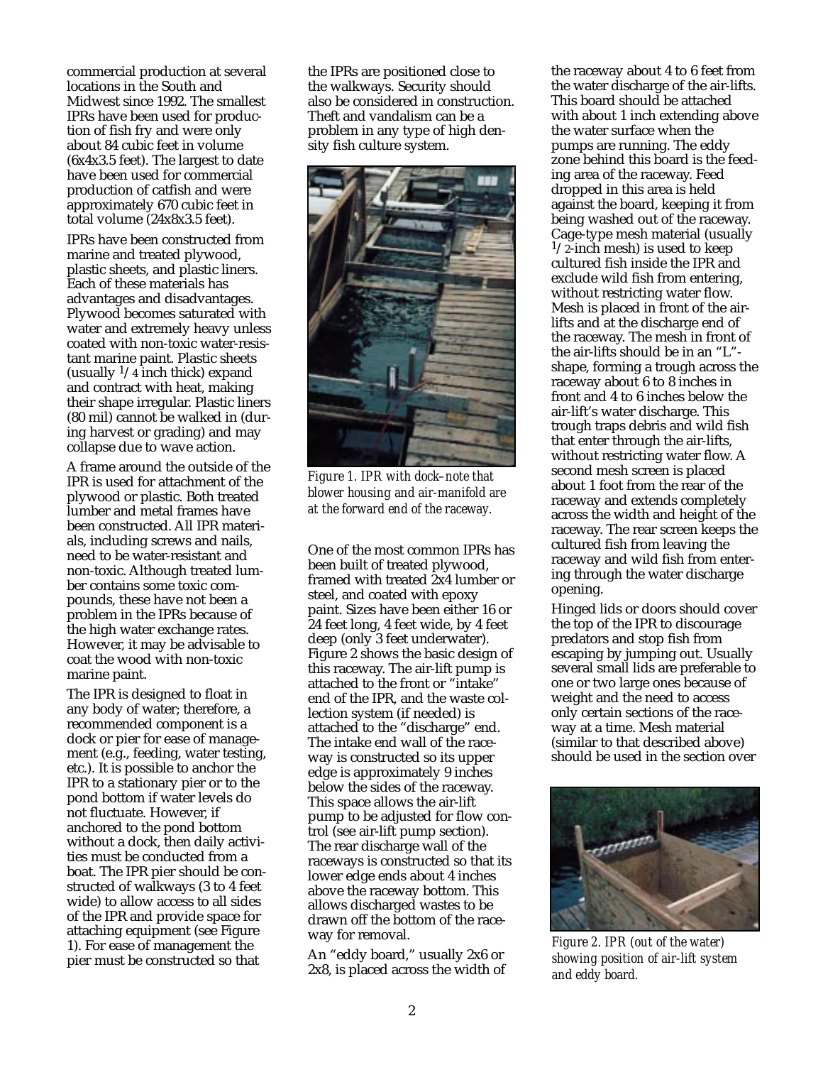commercial production at several locations in the South and Midwest since 1992. The smallest IPRs have been used for production of fish fry and were only about 84 cubic feet in volume (6x4x3.5 feet). The largest to date have been used for commercial production of catfish and were approximately 670 cubic feet in total volume (24x8x3.5 feet).

IPRs have been constructed from marine and treated plywood, plastic sheets, and plastic liners. Each of these materials has advantages and disadvantages. Plywood becomes saturated with water and extremely heavy unless coated with non-toxic water-resistant marine paint. Plastic sheets (usually 1/4 inch thick) expand and contract with heat, making their shape irregular. Plastic liners (80 mil) cannot be walked in (during harvest or grading) and may collapse due to wave action.

A frame around the outside of the IPR is used for attachment of the plywood or plastic. Both treated lumber and metal frames have been constructed. All IPR materials, including screws and nails, need to be water-resistant and non-toxic. Although treated lumber contains some toxic compounds, these have not been a problem in the IPRs because of the high water exchange rates. However, it may be advisable to coat the wood with non-toxic marine paint.

The IPR is designed to float in any body of water; therefore, a recommended component is a dock or pier for ease of management (e.g., feeding, water testing, etc.). It is possible to anchor the IPR to a stationary pier or to the pond bottom if water levels do not fluctuate. However, if anchored to the pond bottom without a dock, then daily activities must be conducted from a boat. The IPR pier should be constructed of walkways (3 to 4 feet wide) to allow access to all sides of the IPR and provide space for attaching equipment (see Figure 1). For ease of management the pier must be constructed so that the IPRs are positioned close to the walkways. Security should also be considered in construction. Theft and vandalism can be a problem in any type of high density fish culture system.

*Figure 1. IPR with dock–note that blower housing and air-manifold are at the forward end of the raceway.*

One of the most common IPRs has been built of treated plywood, framed with treated 2x4 lumber or steel, and coated with epoxy paint. Sizes have been either 16 or 24 feet long, 4 feet wide, by 4 feet deep (only 3 feet underwater). Figure 2 shows the basic design of this raceway. The air-lift pump is attached to the front or "intake" end of the IPR, and the waste collection system (if needed) is attached to the "discharge" end. The intake end wall of the raceway is constructed so its upper edge is approximately 9 inches below the sides of the raceway. This space allows the air-lift pump to be adjusted for flow control (see air-lift pump section). The rear discharge wall of the raceways is constructed so that its lower edge ends about 4 inches above the raceway bottom. This allows discharged wastes to be drawn off the bottom of the raceway for removal.

An "eddy board," usually 2x6 or 2x8, is placed across the width of the raceway about 4 to 6 feet from the water discharge of the air-lifts. This board should be attached with about 1 inch extending above the water surface when the pumps are running. The eddy zone behind this board is the feeding area of the raceway. Feed dropped in this area is held against the board, keeping it from being washed out of the raceway. Cage-type mesh material (usually 1/2-inch mesh) is used to keep cultured fish inside the IPR and exclude wild fish from entering, without restricting water flow. Mesh is placed in front of the air-lifts and at the discharge end of the raceway. The mesh in front of the air-lifts should be in an "L"-shape, forming a trough across the raceway about 6 to 8 inches in front and 4 to 6 inches below the air-lift's water discharge. This trough traps debris and wild fish that enter through the air-lifts, without restricting water flow. A second mesh screen is placed about 1 foot from the rear of the raceway and extends completely across the width and height of the raceway. The rear screen keeps the cultured fish from leaving the raceway and wild fish from entering through the water discharge opening.

Hinged lids or doors should cover the top of the IPR to discourage predators and stop fish from escaping by jumping out. Usually several small lids are preferable to one or two large ones because of weight and the need to access only certain sections of the raceway at a time. Mesh material (similar to that described above) should be used in the section over

*Figure 2. IPR (out of the water) showing position of air-lift system and eddy board.*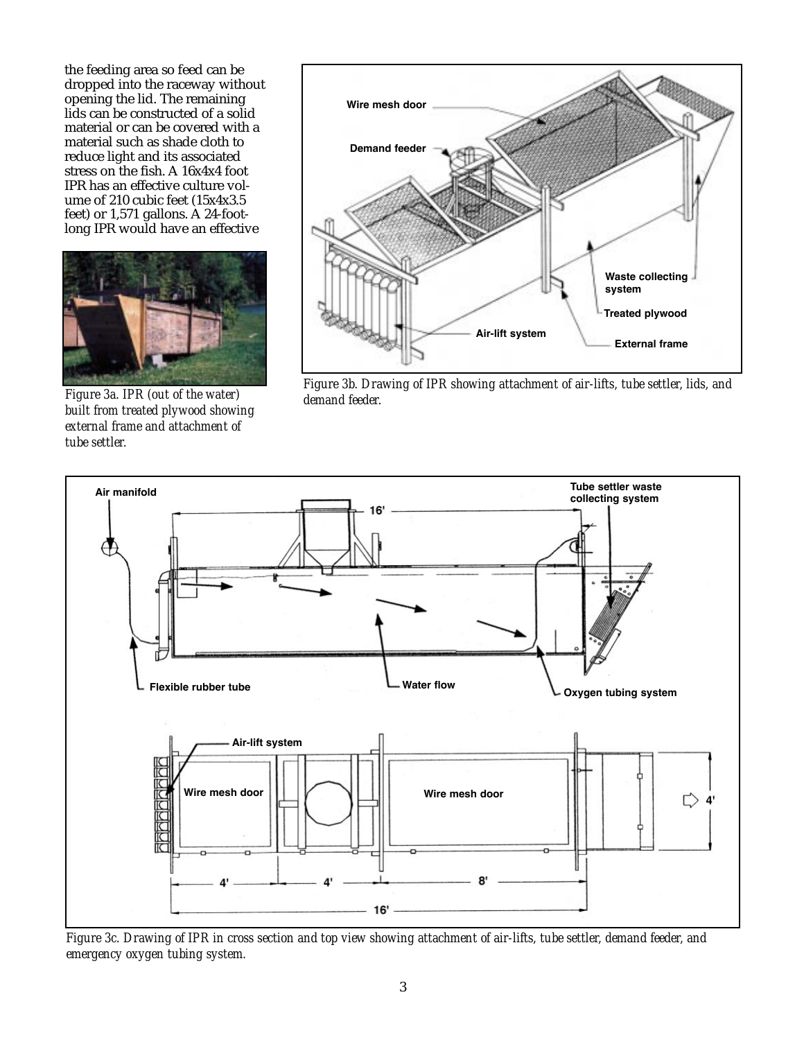the feeding area so feed can be dropped into the raceway without opening the lid. The remaining lids can be constructed of a solid material or can be covered with a material such as shade cloth to reduce light and its associated stress on the fish. A 16x4x4 foot IPR has an effective culture volume of 210 cubic feet (15x4x3.5 feet) or 1,571 gallons. A 24-foot-long IPR would have an effective

*Figure 3a. IPR (out of the water) built from treated plywood showing external frame and attachment of tube settler.*

*Figure 3b. Drawing of IPR showing attachment of air-lifts, tube settler, lids, and demand feeder.*

*Figure 3c. Drawing of IPR in cross section and top view showing attachment of air-lifts, tube settler, demand feeder, and emergency oxygen tubing system.*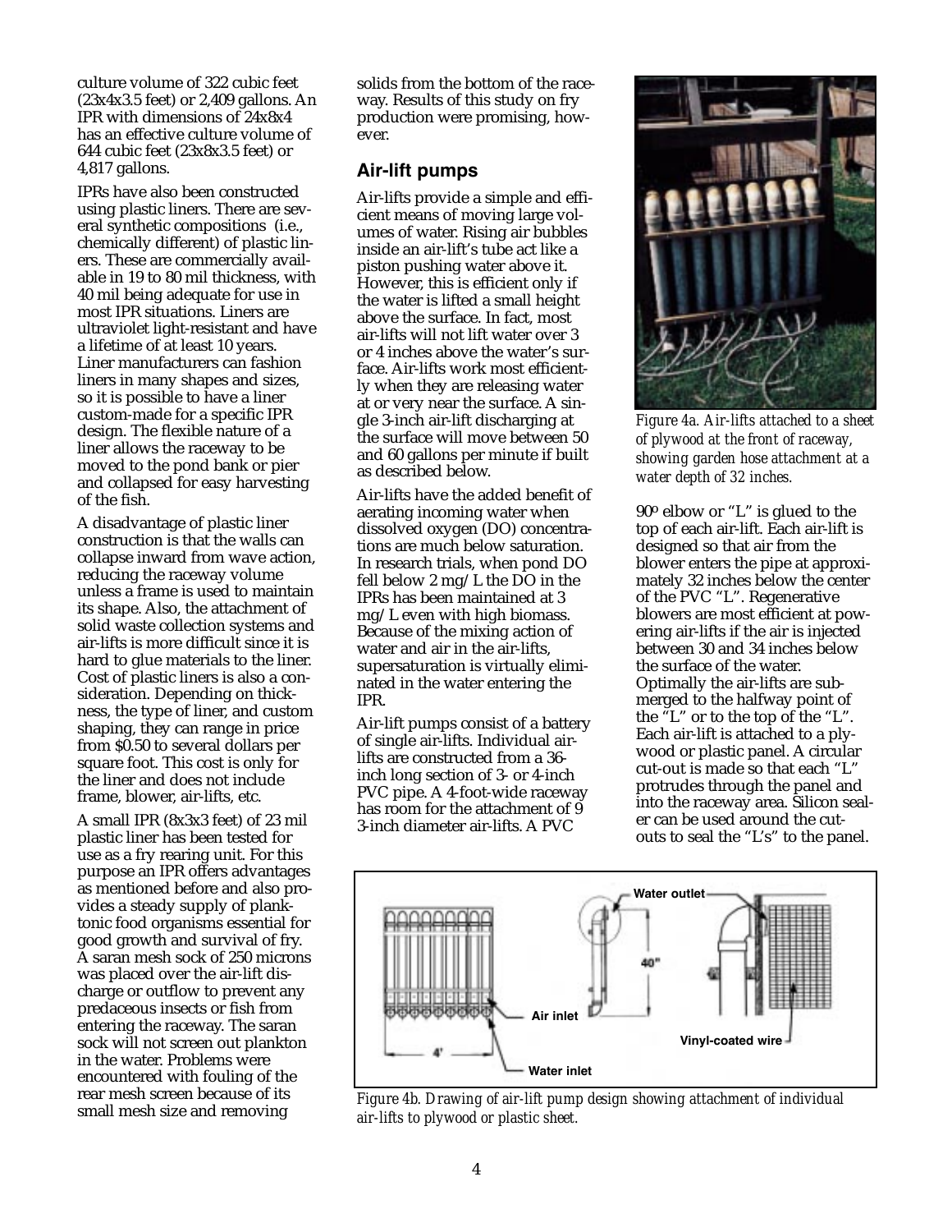culture volume of 322 cubic feet (23x4x3.5 feet) or 2,409 gallons. An IPR with dimensions of 24x8x4 has an effective culture volume of 644 cubic feet (23x8x3.5 feet) or 4,817 gallons.

IPRs have also been constructed using plastic liners. There are several synthetic compositions (i.e., chemically different) of plastic liners. These are commercially available in 19 to 80 mil thickness, with 40 mil being adequate for use in most IPR situations. Liners are ultraviolet light-resistant and have a lifetime of at least 10 years. Liner manufacturers can fashion liners in many shapes and sizes, so it is possible to have a liner custom-made for a specific IPR design. The flexible nature of a liner allows the raceway to be moved to the pond bank or pier and collapsed for easy harvesting of the fish.

A disadvantage of plastic liner construction is that the walls can collapse inward from wave action, reducing the raceway volume unless a frame is used to maintain its shape. Also, the attachment of solid waste collection systems and air-lifts is more difficult since it is hard to glue materials to the liner. Cost of plastic liners is also a consideration. Depending on thickness, the type of liner, and custom shaping, they can range in price from $0.50 to several dollars per square foot. This cost is only for the liner and does not include frame, blower, air-lifts, etc.

A small IPR (8x3x3 feet) of 23 mil plastic liner has been tested for use as a fry rearing unit. For this purpose an IPR offers advantages as mentioned before and also provides a steady supply of planktonic food organisms essential for good growth and survival of fry. A saran mesh sock of 250 microns was placed over the air-lift discharge or outflow to prevent any predaceous insects or fish from entering the raceway. The saran sock will not screen out plankton in the water. Problems were encountered with fouling of the rear mesh screen because of its small mesh size and removing solids from the bottom of the raceway. Results of this study on fry production were promising, however.

## Air-lift pumps

Air-lifts provide a simple and efficient means of moving large volumes of water. Rising air bubbles inside an air-lift's tube act like a piston pushing water above it. However, this is efficient only if the water is lifted a small height above the surface. In fact, most air-lifts will not lift water over 3 or 4 inches above the water's surface. Air-lifts work most efficiently when they are releasing water at or very near the surface. A single 3-inch air-lift discharging at the surface will move between 50 and 60 gallons per minute if built as described below.

Air-lifts have the added benefit of aerating incoming water when dissolved oxygen (DO) concentrations are much below saturation. In research trials, when pond DO fell below 2 mg/L the DO in the IPRs has been maintained at 3 mg/L even with high biomass. Because of the mixing action of water and air in the air-lifts, supersaturation is virtually eliminated in the water entering the IPR.

Air-lift pumps consist of a battery of single air-lifts. Individual air-lifts are constructed from a 36-inch long section of 3- or 4-inch PVC pipe. A 4-foot-wide raceway has room for the attachment of 9 3-inch diameter air-lifts. A PVC 90º elbow or "L" is glued to the top of each air-lift. Each air-lift is designed so that air from the blower enters the pipe at approximately 32 inches below the center of the PVC "L". Regenerative blowers are most efficient at powering air-lifts if the air is injected between 30 and 34 inches below the surface of the water. Optimally the air-lifts are submerged to the halfway point of the "L" or to the top of the "L". Each air-lift is attached to a plywood or plastic panel. A circular cut-out is made so that each "L" protrudes through the panel and into the raceway area. Silicon sealer can be used around the cut-outs to seal the "L's" to the panel.

*Figure 4a. Air-lifts attached to a sheet of plywood at the front of raceway, showing garden hose attachment at a water depth of 32 inches.*

*Figure 4b. Drawing of air-lift pump design showing attachment of individual air-lifts to plywood or plastic sheet.*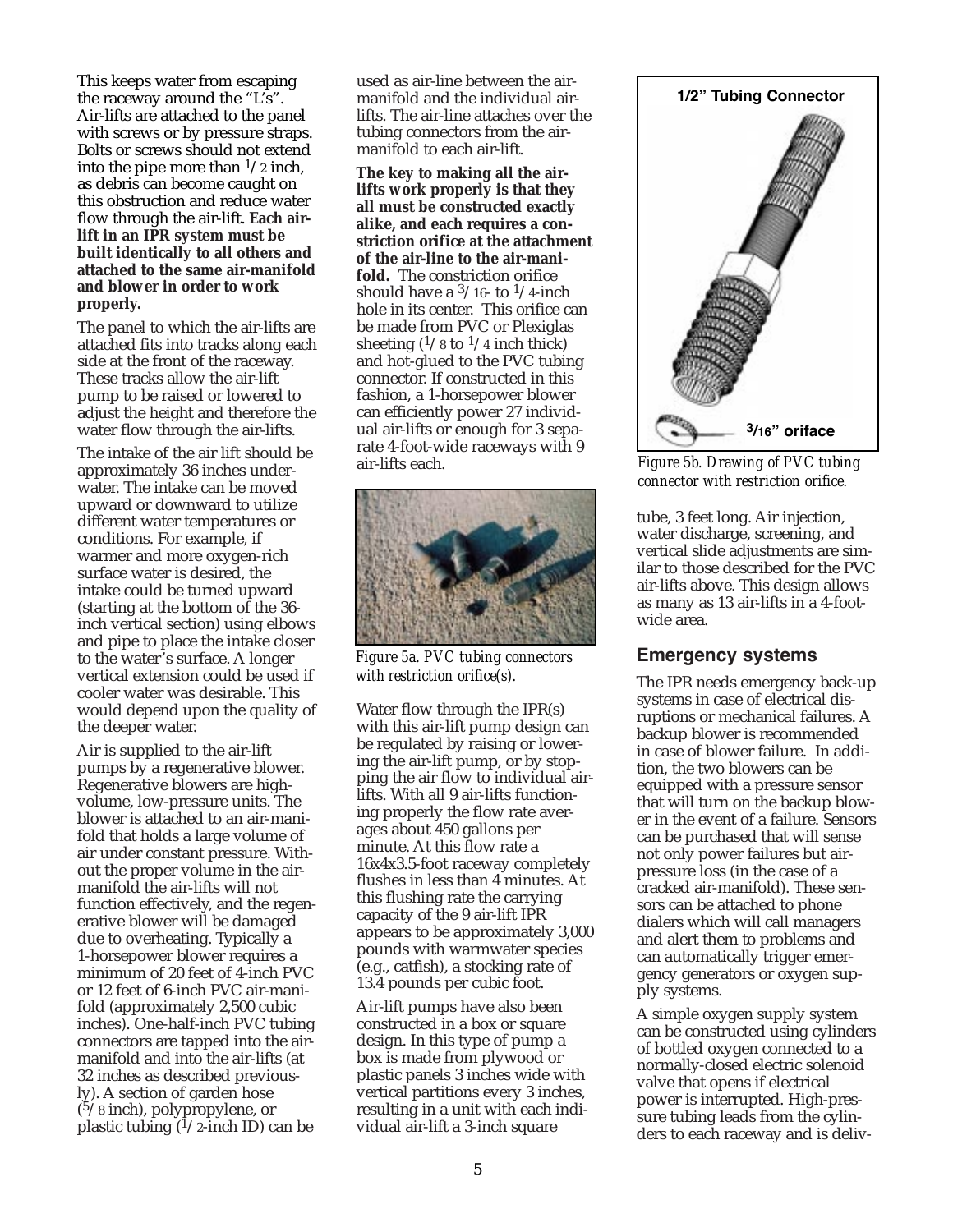This keeps water from escaping the raceway around the "L's". Air-lifts are attached to the panel with screws or by pressure straps. Bolts or screws should not extend into the pipe more than 1/2 inch, as debris can become caught on this obstruction and reduce water flow through the air-lift. **Each air-lift in an IPR system must be built identically to all others and attached to the same air-manifold and blower in order to work properly.**

The panel to which the air-lifts are attached fits into tracks along each side at the front of the raceway. These tracks allow the air-lift pump to be raised or lowered to adjust the height and therefore the water flow through the air-lifts.

The intake of the air lift should be approximately 36 inches underwater. The intake can be moved upward or downward to utilize different water temperatures or conditions. For example, if warmer and more oxygen-rich surface water is desired, the intake could be turned upward (starting at the bottom of the 36-inch vertical section) using elbows and pipe to place the intake closer to the water's surface. A longer vertical extension could be used if cooler water was desirable. This would depend upon the quality of the deeper water.

Air is supplied to the air-lift pumps by a regenerative blower. Regenerative blowers are high-volume, low-pressure units. The blower is attached to an air-manifold that holds a large volume of air under constant pressure. Without the proper volume in the air-manifold the air-lifts will not function effectively, and the regenerative blower will be damaged due to overheating. Typically a 1-horsepower blower requires a minimum of 20 feet of 4-inch PVC or 12 feet of 6-inch PVC air-manifold (approximately 2,500 cubic inches). One-half-inch PVC tubing connectors are tapped into the air-manifold and into the air-lifts (at 32 inches as described previously). A section of garden hose (5/8 inch), polypropylene, or plastic tubing (1/2-inch ID) can be used as air-line between the air-manifold and the individual air-lifts. The air-line attaches over the tubing connectors from the air-manifold to each air-lift.

**The key to making all the air-lifts work properly is that they all must be constructed exactly alike, and each requires a constriction orifice at the attachment of the air-line to the air-manifold.** The constriction orifice should have a 3/16- to 1/4-inch hole in its center. This orifice can be made from PVC or Plexiglas sheeting (1/8 to 1/4 inch thick) and hot-glued to the PVC tubing connector. If constructed in this fashion, a 1-horsepower blower can efficiently power 27 individual air-lifts or enough for 3 separate 4-foot-wide raceways with 9 air-lifts each.

*Figure 5a. PVC tubing connectors with restriction orifice(s).*

Water flow through the IPR(s) with this air-lift pump design can be regulated by raising or lowering the air-lift pump, or by stopping the air flow to individual air-lifts. With all 9 air-lifts functioning properly the flow rate averages about 450 gallons per minute. At this flow rate a 16x4x3.5-foot raceway completely flushes in less than 4 minutes. At this flushing rate the carrying capacity of the 9 air-lift IPR appears to be approximately 3,000 pounds with warmwater species (e.g., catfish), a stocking rate of 13.4 pounds per cubic foot.

Air-lift pumps have also been constructed in a box or square design. In this type of pump a box is made from plywood or plastic panels 3 inches wide with vertical partitions every 3 inches, resulting in a unit with each individual air-lift a 3-inch square tube, 3 feet long. Air injection, water discharge, screening, and vertical slide adjustments are similar to those described for the PVC air-lifts above. This design allows as many as 13 air-lifts in a 4-foot-wide area.

1/2" Tubing Connector

3/16" oriface

*Figure 5b. Drawing of PVC tubing connector with restriction orifice.*

## Emergency systems

The IPR needs emergency back-up systems in case of electrical disruptions or mechanical failures. A backup blower is recommended in case of blower failure. In addition, the two blowers can be equipped with a pressure sensor that will turn on the backup blower in the event of a failure. Sensors can be purchased that will sense not only power failures but air-pressure loss (in the case of a cracked air-manifold). These sensors can be attached to phone dialers which will call managers and alert them to problems and can automatically trigger emergency generators or oxygen supply systems.

A simple oxygen supply system can be constructed using cylinders of bottled oxygen connected to a normally-closed electric solenoid valve that opens if electrical power is interrupted. High-pressure tubing leads from the cylinders to each raceway and is deliv-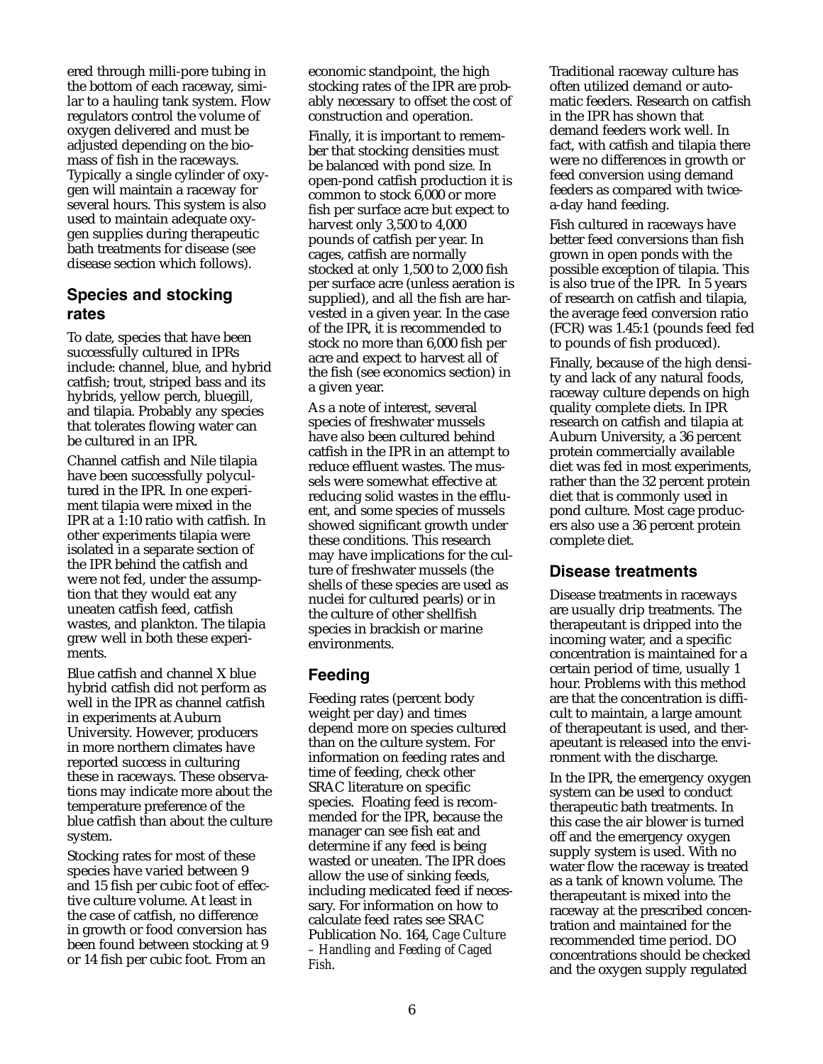ered through milli-pore tubing in the bottom of each raceway, similar to a hauling tank system. Flow regulators control the volume of oxygen delivered and must be adjusted depending on the biomass of fish in the raceways. Typically a single cylinder of oxygen will maintain a raceway for several hours. This system is also used to maintain adequate oxygen supplies during therapeutic bath treatments for disease (see disease section which follows).

## Species and stocking rates

To date, species that have been successfully cultured in IPRs include: channel, blue, and hybrid catfish; trout, striped bass and its hybrids, yellow perch, bluegill, and tilapia. Probably any species that tolerates flowing water can be cultured in an IPR.

Channel catfish and Nile tilapia have been successfully polycultured in the IPR. In one experiment tilapia were mixed in the IPR at a 1:10 ratio with catfish. In other experiments tilapia were isolated in a separate section of the IPR behind the catfish and were not fed, under the assumption that they would eat any uneaten catfish feed, catfish wastes, and plankton. The tilapia grew well in both these experiments.

Blue catfish and channel X blue hybrid catfish did not perform as well in the IPR as channel catfish in experiments at Auburn University. However, producers in more northern climates have reported success in culturing these in raceways. These observations may indicate more about the temperature preference of the blue catfish than about the culture system.

Stocking rates for most of these species have varied between 9 and 15 fish per cubic foot of effective culture volume. At least in the case of catfish, no difference in growth or food conversion has been found between stocking at 9 or 14 fish per cubic foot. From an economic standpoint, the high stocking rates of the IPR are probably necessary to offset the cost of construction and operation.

Finally, it is important to remember that stocking densities must be balanced with pond size. In open-pond catfish production it is common to stock 6,000 or more fish per surface acre but expect to harvest only 3,500 to 4,000 pounds of catfish per year. In cages, catfish are normally stocked at only 1,500 to 2,000 fish per surface acre (unless aeration is supplied), and all the fish are harvested in a given year. In the case of the IPR, it is recommended to stock no more than 6,000 fish per acre and expect to harvest all of the fish (see economics section) in a given year.

As a note of interest, several species of freshwater mussels have also been cultured behind catfish in the IPR in an attempt to reduce effluent wastes. The mussels were somewhat effective at reducing solid wastes in the effluent, and some species of mussels showed significant growth under these conditions. This research may have implications for the culture of freshwater mussels (the shells of these species are used as nuclei for cultured pearls) or in the culture of other shellfish species in brackish or marine environments.

## Feeding

Feeding rates (percent body weight per day) and times depend more on species cultured than on the culture system. For information on feeding rates and time of feeding, check other SRAC literature on specific species. Floating feed is recommended for the IPR, because the manager can see fish eat and determine if any feed is being wasted or uneaten. The IPR does allow the use of sinking feeds, including medicated feed if necessary. For information on how to calculate feed rates see SRAC Publication No. 164, *Cage Culture – Handling and Feeding of Caged Fish*.

Traditional raceway culture has often utilized demand or automatic feeders. Research on catfish in the IPR has shown that demand feeders work well. In fact, with catfish and tilapia there were no differences in growth or feed conversion using demand feeders as compared with twice-a-day hand feeding.

Fish cultured in raceways have better feed conversions than fish grown in open ponds with the possible exception of tilapia. This is also true of the IPR. In 5 years of research on catfish and tilapia, the average feed conversion ratio (FCR) was 1.45:1 (pounds feed fed to pounds of fish produced).

Finally, because of the high density and lack of any natural foods, raceway culture depends on high quality complete diets. In IPR research on catfish and tilapia at Auburn University, a 36 percent protein commercially available diet was fed in most experiments, rather than the 32 percent protein diet that is commonly used in pond culture. Most cage producers also use a 36 percent protein complete diet.

## Disease treatments

Disease treatments in raceways are usually drip treatments. The therapeutant is dripped into the incoming water, and a specific concentration is maintained for a certain period of time, usually 1 hour. Problems with this method are that the concentration is difficult to maintain, a large amount of therapeutant is used, and therapeutant is released into the environment with the discharge.

In the IPR, the emergency oxygen system can be used to conduct therapeutic bath treatments. In this case the air blower is turned off and the emergency oxygen supply system is used. With no water flow the raceway is treated as a tank of known volume. The therapeutant is mixed into the raceway at the prescribed concentration and maintained for the recommended time period. DO concentrations should be checked and the oxygen supply regulated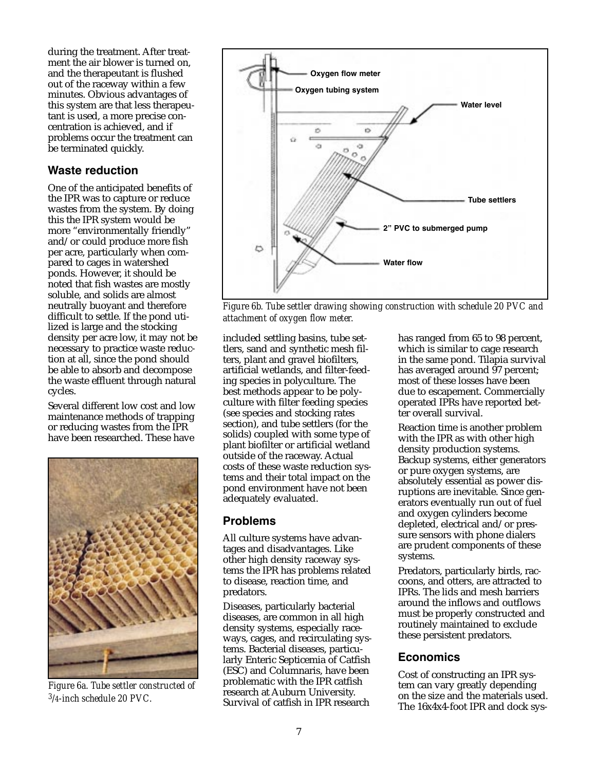during the treatment. After treatment the air blower is turned on, and the therapeutant is flushed out of the raceway within a few minutes. Obvious advantages of this system are that less therapeutant is used, a more precise concentration is achieved, and if problems occur the treatment can be terminated quickly.

## Waste reduction

One of the anticipated benefits of the IPR was to capture or reduce wastes from the system. By doing this the IPR system would be more "environmentally friendly" and/or could produce more fish per acre, particularly when compared to cages in watershed ponds. However, it should be noted that fish wastes are mostly soluble, and solids are almost neutrally buoyant and therefore difficult to settle. If the pond utilized is large and the stocking density per acre low, it may not be necessary to practice waste reduction at all, since the pond should be able to absorb and decompose the waste effluent through natural cycles.

Several different low cost and low maintenance methods of trapping or reducing wastes from the IPR have been researched. These have included settling basins, tube settlers, sand and synthetic mesh filters, plant and gravel biofilters, artificial wetlands, and filter-feeding species in polyculture. The best methods appear to be polyculture with filter feeding species (see species and stocking rates section), and tube settlers (for the solids) coupled with some type of plant biofilter or artificial wetland outside of the raceway. Actual costs of these waste reduction systems and their total impact on the pond environment have not been adequately evaluated.

*Figure 6a. Tube settler constructed of 3/4-inch schedule 20 PVC.*

*Figure 6b. Tube settler drawing showing construction with schedule 20 PVC and attachment of oxygen flow meter.*

## Problems

All culture systems have advantages and disadvantages. Like other high density raceway systems the IPR has problems related to disease, reaction time, and predators.

Diseases, particularly bacterial diseases, are common in all high density systems, especially raceways, cages, and recirculating systems. Bacterial diseases, particularly Enteric Septicemia of Catfish (ESC) and Columnaris, have been problematic with the IPR catfish research at Auburn University. Survival of catfish in IPR research has ranged from 65 to 98 percent, which is similar to cage research in the same pond. Tilapia survival has averaged around 97 percent; most of these losses have been due to escapement. Commercially operated IPRs have reported better overall survival.

Reaction time is another problem with the IPR as with other high density production systems. Backup systems, either generators or pure oxygen systems, are absolutely essential as power disruptions are inevitable. Since generators eventually run out of fuel and oxygen cylinders become depleted, electrical and/or pressure sensors with phone dialers are prudent components of these systems.

Predators, particularly birds, raccoons, and otters, are attracted to IPRs. The lids and mesh barriers around the inflows and outflows must be properly constructed and routinely maintained to exclude these persistent predators.

## Economics

Cost of constructing an IPR system can vary greatly depending on the size and the materials used. The 16x4x4-foot IPR and dock sys-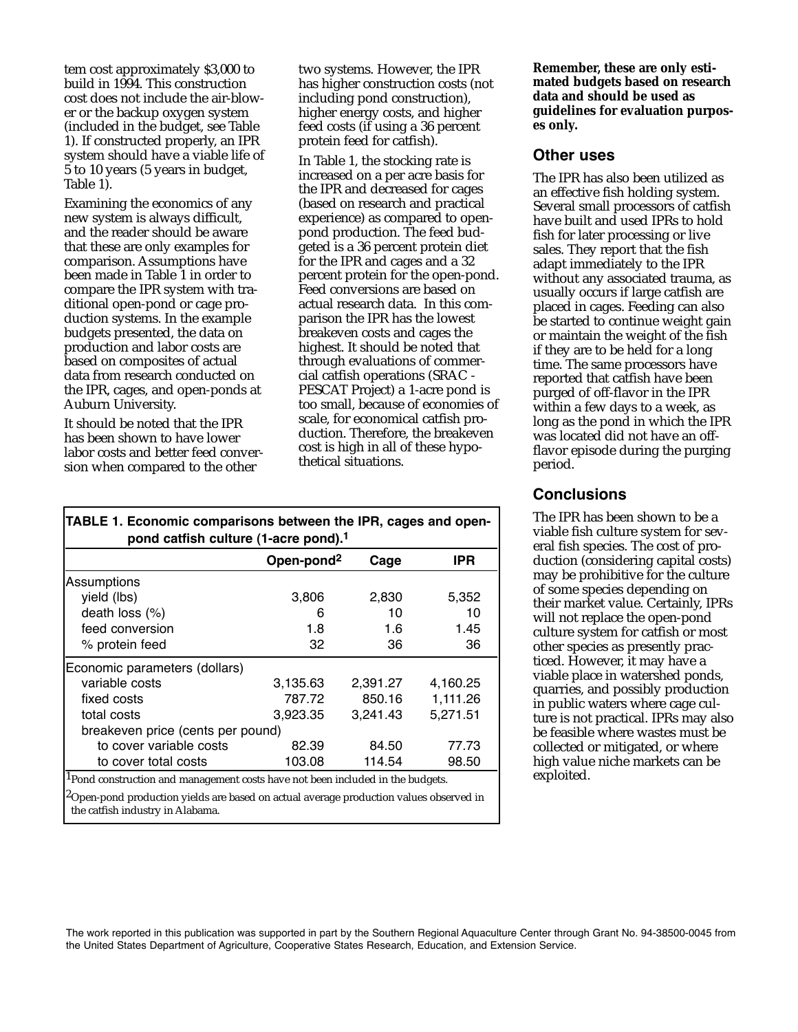tem cost approximately $3,000 to build in 1994. This construction cost does not include the air-blower or the backup oxygen system (included in the budget, see Table 1). If constructed properly, an IPR system should have a viable life of 5 to 10 years (5 years in budget, Table 1).

Examining the economics of any new system is always difficult, and the reader should be aware that these are only examples for comparison. Assumptions have been made in Table 1 in order to compare the IPR system with traditional open-pond or cage production systems. In the example budgets presented, the data on production and labor costs are based on composites of actual data from research conducted on the IPR, cages, and open-ponds at Auburn University.

It should be noted that the IPR has been shown to have lower labor costs and better feed conversion when compared to the other two systems. However, the IPR has higher construction costs (not including pond construction), higher energy costs, and higher feed costs (if using a 36 percent protein feed for catfish).

In Table 1, the stocking rate is increased on a per acre basis for the IPR and decreased for cages (based on research and practical experience) as compared to open-pond production. The feed budgeted is a 36 percent protein diet for the IPR and cages and a 32 percent protein for the open-pond. Feed conversions are based on actual research data. In this comparison the IPR has the lowest breakeven costs and cages the highest. It should be noted that through evaluations of commercial catfish operations (SRAC - PESCAT Project) a 1-acre pond is too small, because of economies of scale, for economical catfish production. Therefore, the breakeven cost is high in all of these hypothetical situations.

**TABLE 1. Economic comparisons between the IPR, cages and open-pond catfish culture (1-acre pond).[1]**

| | Open-pond[2] | Cage | IPR |
|---|---|---|---|
| Assumptions | | | |
| yield (lbs) | 3,806 | 2,830 | 5,352 |
| death loss (%) | 6 | 10 | 10 |
| feed conversion | 1.8 | 1.6 | 1.45 |
| % protein feed | 32 | 36 | 36 |
| Economic parameters (dollars) | | | |
| variable costs | 3,135.63 | 2,391.27 | 4,160.25 |
| fixed costs | 787.72 | 850.16 | 1,111.26 |
| total costs | 3,923.35 | 3,241.43 | 5,271.51 |
| breakeven price (cents per pound) | | | |
| to cover variable costs | 82.39 | 84.50 | 77.73 |
| to cover total costs | 103.08 | 114.54 | 98.50 |

[1]Pond construction and management costs have not been included in the budgets.

[2]Open-pond production yields are based on actual average production values observed in the catfish industry in Alabama.

**Remember, these are only estimated budgets based on research data and should be used as guidelines for evaluation purposes only.**

## Other uses

The IPR has also been utilized as an effective fish holding system. Several small processors of catfish have built and used IPRs to hold fish for later processing or live sales. They report that the fish adapt immediately to the IPR without any associated trauma, as usually occurs if large catfish are placed in cages. Feeding can also be started to continue weight gain or maintain the weight of the fish if they are to be held for a long time. The same processors have reported that catfish have been purged of off-flavor in the IPR within a few days to a week, as long as the pond in which the IPR was located did not have an off-flavor episode during the purging period.

## Conclusions

The IPR has been shown to be a viable fish culture system for several fish species. The cost of production (considering capital costs) may be prohibitive for the culture of some species depending on their market value. Certainly, IPRs will not replace the open-pond culture system for catfish or most other species as presently practiced. However, it may have a viable place in watershed ponds, quarries, and possibly production in public waters where cage culture is not practical. IPRs may also be feasible where wastes must be collected or mitigated, or where high value niche markets can be exploited.

The work reported in this publication was supported in part by the Southern Regional Aquaculture Center through Grant No. 94-38500-0045 from the United States Department of Agriculture, Cooperative States Research, Education, and Extension Service.